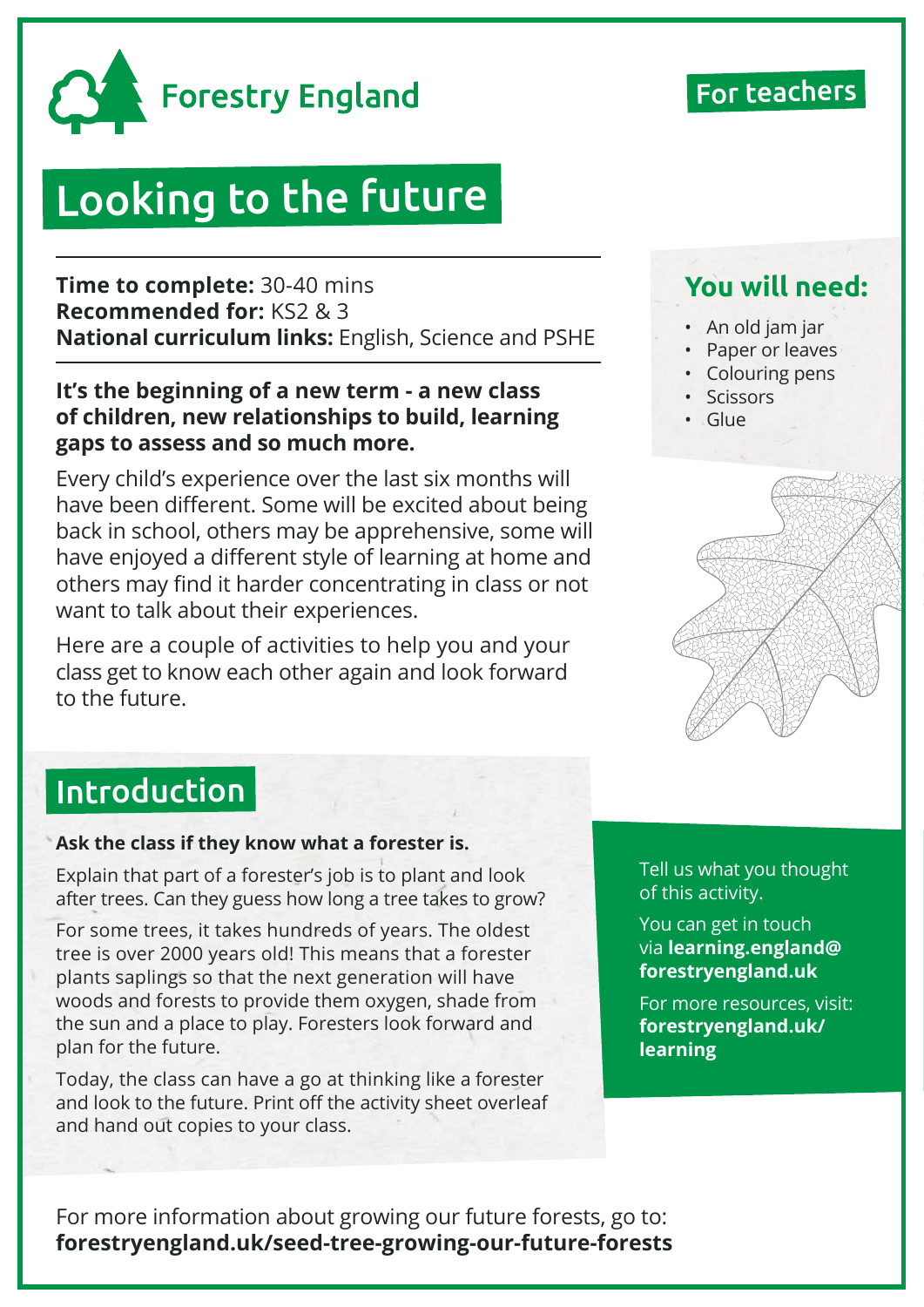Forestry England

For teachers

# Looking to the future

**Time to complete:** 30-40 mins
**Recommended for:** KS2 & 3
**National curriculum links:** English, Science and PSHE

**It's the beginning of a new term - a new class of children, new relationships to build, learning gaps to assess and so much more.**

Every child's experience over the last six months will have been different. Some will be excited about being back in school, others may be apprehensive, some will have enjoyed a different style of learning at home and others may find it harder concentrating in class or not want to talk about their experiences.

Here are a couple of activities to help you and your class get to know each other again and look forward to the future.

## You will need:

- An old jam jar
- Paper or leaves
- Colouring pens
- Scissors
- Glue

## Introduction

**Ask the class if they know what a forester is.**

Explain that part of a forester's job is to plant and look after trees. Can they guess how long a tree takes to grow?

For some trees, it takes hundreds of years. The oldest tree is over 2000 years old! This means that a forester plants saplings so that the next generation will have woods and forests to provide them oxygen, shade from the sun and a place to play. Foresters look forward and plan for the future.

Today, the class can have a go at thinking like a forester and look to the future. Print off the activity sheet overleaf and hand out copies to your class.

Tell us what you thought of this activity.

You can get in touch via **learning.england@forestryengland.uk**

For more resources, visit: **forestryengland.uk/learning**

For more information about growing our future forests, go to:
**forestryengland.uk/seed-tree-growing-our-future-forests**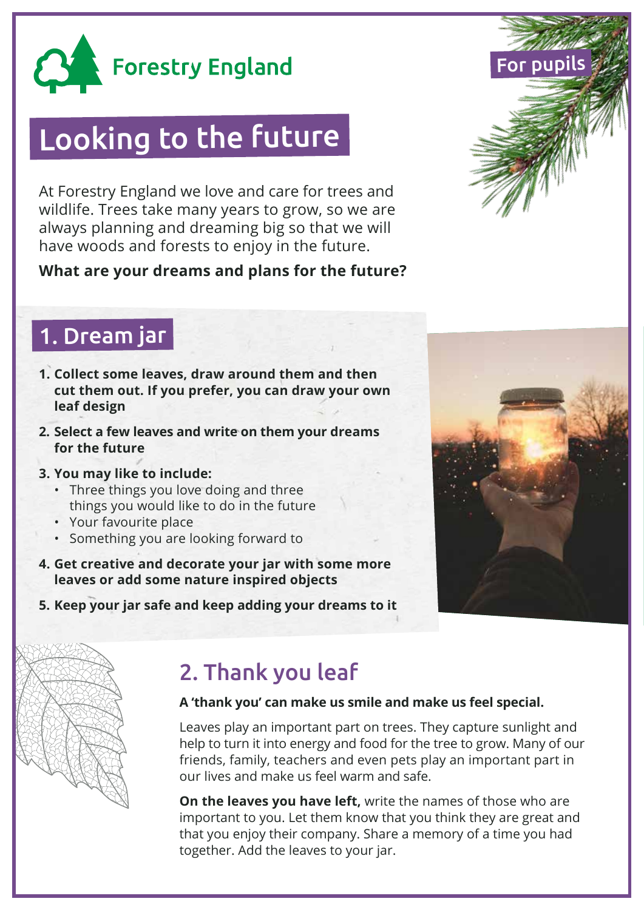Forestry England

For pupils

# Looking to the future

At Forestry England we love and care for trees and wildlife. Trees take many years to grow, so we are always planning and dreaming big so that we will have woods and forests to enjoy in the future.

**What are your dreams and plans for the future?**

## 1. Dream jar

1. **Collect some leaves, draw around them and then cut them out. If you prefer, you can draw your own leaf design**
2. **Select a few leaves and write on them your dreams for the future**
3. **You may like to include:**
   - Three things you love doing and three things you would like to do in the future
   - Your favourite place
   - Something you are looking forward to
4. **Get creative and decorate your jar with some more leaves or add some nature inspired objects**
5. **Keep your jar safe and keep adding your dreams to it**

## 2. Thank you leaf

**A 'thank you' can make us smile and make us feel special.**

Leaves play an important part on trees. They capture sunlight and help to turn it into energy and food for the tree to grow. Many of our friends, family, teachers and even pets play an important part in our lives and make us feel warm and safe.

**On the leaves you have left,** write the names of those who are important to you. Let them know that you think they are great and that you enjoy their company. Share a memory of a time you had together. Add the leaves to your jar.